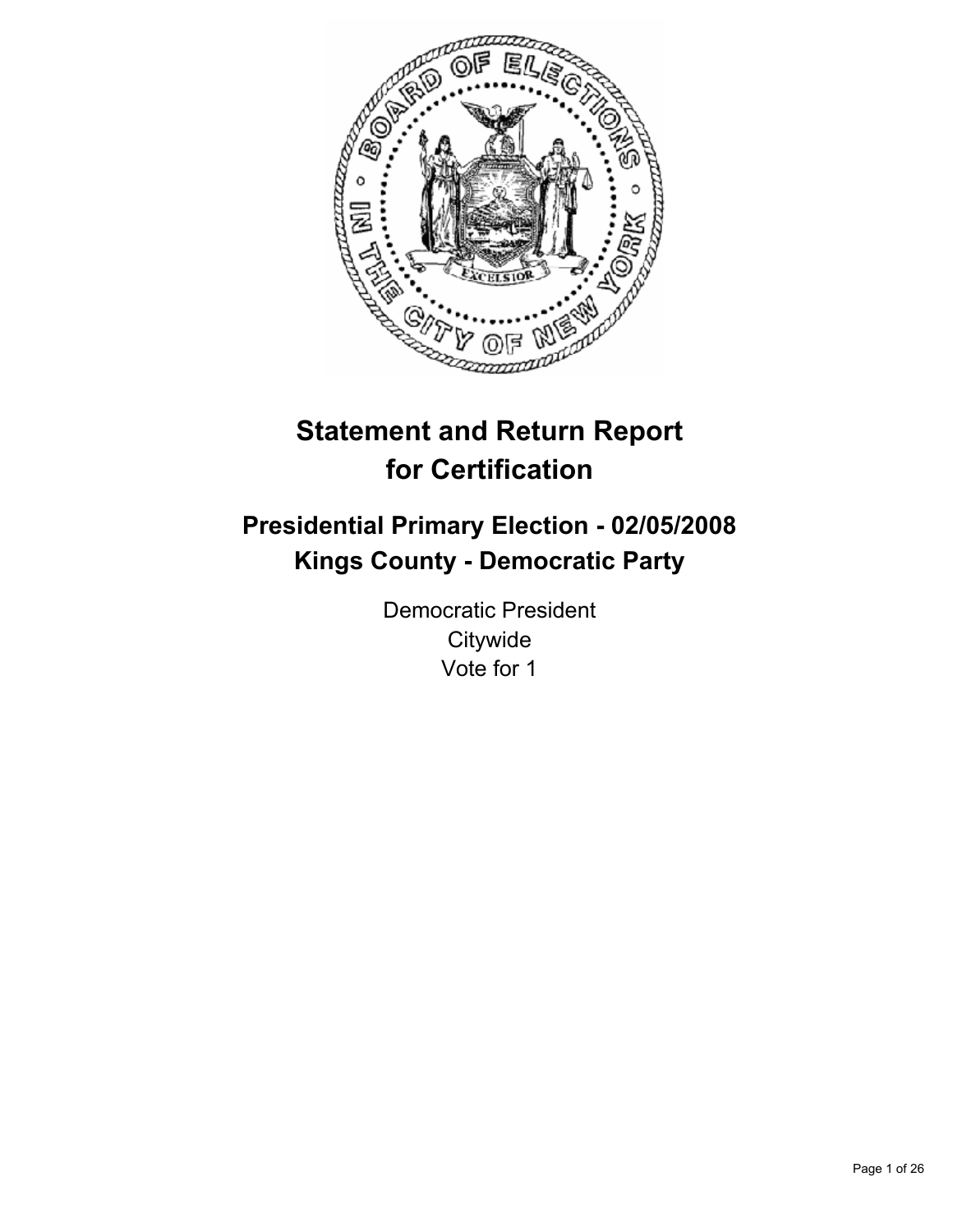# Statement and Return Report for Certification

## Presidential Primary Election - 02/05/2008
## Kings County - Democratic Party

Democratic President
Citywide
Vote for 1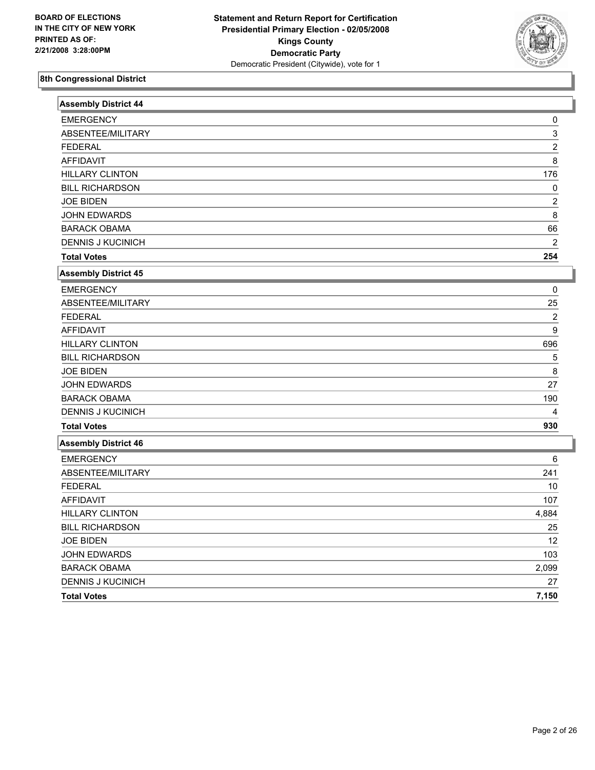**BOARD OF ELECTIONS IN THE CITY OF NEW YORK PRINTED AS OF: 2/21/2008 3:28:00PM**

**Statement and Return Report for Certification**
**Presidential Primary Election - 02/05/2008**
**Kings County**
**Democratic Party**
Democratic President (Citywide), vote for 1

## 8th Congressional District

### Assembly District 44

| | |
|---|---|
| EMERGENCY | 0 |
| ABSENTEE/MILITARY | 3 |
| FEDERAL | 2 |
| AFFIDAVIT | 8 |
| HILLARY CLINTON | 176 |
| BILL RICHARDSON | 0 |
| JOE BIDEN | 2 |
| JOHN EDWARDS | 8 |
| BARACK OBAMA | 66 |
| DENNIS J KUCINICH | 2 |
| **Total Votes** | **254** |

### Assembly District 45

| | |
|---|---|
| EMERGENCY | 0 |
| ABSENTEE/MILITARY | 25 |
| FEDERAL | 2 |
| AFFIDAVIT | 9 |
| HILLARY CLINTON | 696 |
| BILL RICHARDSON | 5 |
| JOE BIDEN | 8 |
| JOHN EDWARDS | 27 |
| BARACK OBAMA | 190 |
| DENNIS J KUCINICH | 4 |
| **Total Votes** | **930** |

### Assembly District 46

| | |
|---|---|
| EMERGENCY | 6 |
| ABSENTEE/MILITARY | 241 |
| FEDERAL | 10 |
| AFFIDAVIT | 107 |
| HILLARY CLINTON | 4,884 |
| BILL RICHARDSON | 25 |
| JOE BIDEN | 12 |
| JOHN EDWARDS | 103 |
| BARACK OBAMA | 2,099 |
| DENNIS J KUCINICH | 27 |
| **Total Votes** | **7,150** |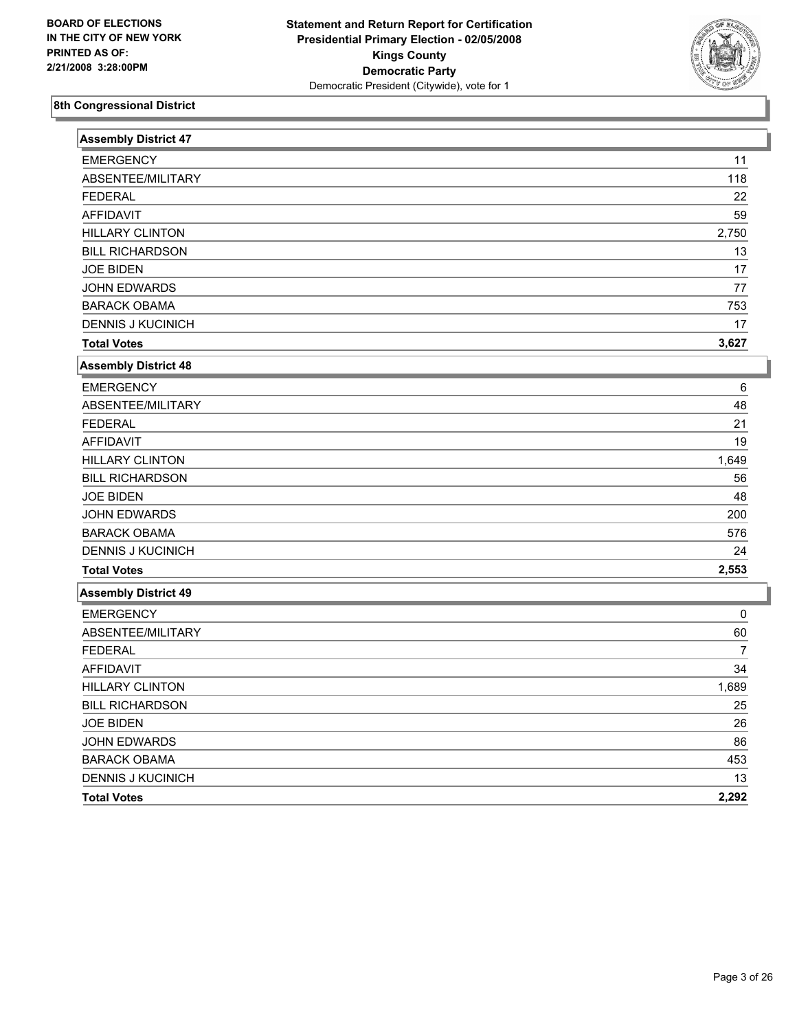**BOARD OF ELECTIONS IN THE CITY OF NEW YORK PRINTED AS OF: 2/21/2008 3:28:00PM**

**Statement and Return Report for Certification**
**Presidential Primary Election - 02/05/2008**
**Kings County**
**Democratic Party**
Democratic President (Citywide), vote for 1

## 8th Congressional District

### Assembly District 47

| | |
|---|---|
| EMERGENCY | 11 |
| ABSENTEE/MILITARY | 118 |
| FEDERAL | 22 |
| AFFIDAVIT | 59 |
| HILLARY CLINTON | 2,750 |
| BILL RICHARDSON | 13 |
| JOE BIDEN | 17 |
| JOHN EDWARDS | 77 |
| BARACK OBAMA | 753 |
| DENNIS J KUCINICH | 17 |
| **Total Votes** | **3,627** |

### Assembly District 48

| | |
|---|---|
| EMERGENCY | 6 |
| ABSENTEE/MILITARY | 48 |
| FEDERAL | 21 |
| AFFIDAVIT | 19 |
| HILLARY CLINTON | 1,649 |
| BILL RICHARDSON | 56 |
| JOE BIDEN | 48 |
| JOHN EDWARDS | 200 |
| BARACK OBAMA | 576 |
| DENNIS J KUCINICH | 24 |
| **Total Votes** | **2,553** |

### Assembly District 49

| | |
|---|---|
| EMERGENCY | 0 |
| ABSENTEE/MILITARY | 60 |
| FEDERAL | 7 |
| AFFIDAVIT | 34 |
| HILLARY CLINTON | 1,689 |
| BILL RICHARDSON | 25 |
| JOE BIDEN | 26 |
| JOHN EDWARDS | 86 |
| BARACK OBAMA | 453 |
| DENNIS J KUCINICH | 13 |
| **Total Votes** | **2,292** |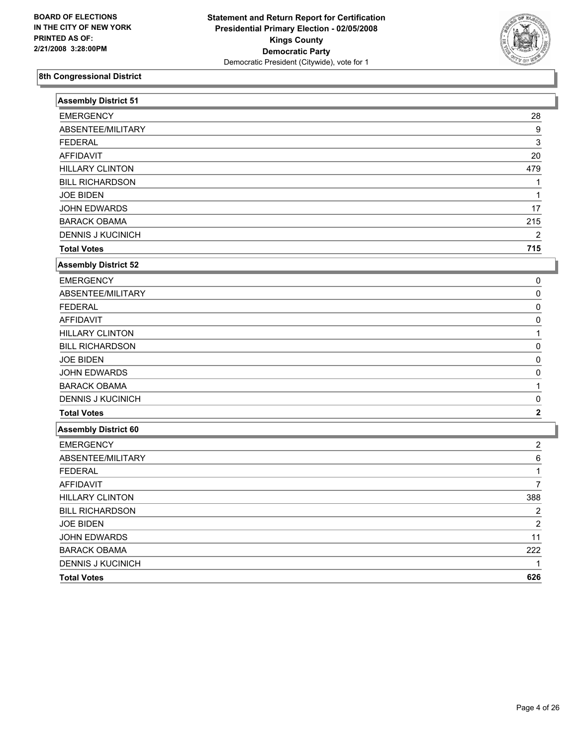BOARD OF ELECTIONS
IN THE CITY OF NEW YORK
PRINTED AS OF:
2/21/2008 3:28:00PM

**Statement and Return Report for Certification**
**Presidential Primary Election - 02/05/2008**
**Kings County**
**Democratic Party**
Democratic President (Citywide), vote for 1

## 8th Congressional District

### Assembly District 51

| | |
|---|---|
| EMERGENCY | 28 |
| ABSENTEE/MILITARY | 9 |
| FEDERAL | 3 |
| AFFIDAVIT | 20 |
| HILLARY CLINTON | 479 |
| BILL RICHARDSON | 1 |
| JOE BIDEN | 1 |
| JOHN EDWARDS | 17 |
| BARACK OBAMA | 215 |
| DENNIS J KUCINICH | 2 |
| **Total Votes** | **715** |

### Assembly District 52

| | |
|---|---|
| EMERGENCY | 0 |
| ABSENTEE/MILITARY | 0 |
| FEDERAL | 0 |
| AFFIDAVIT | 0 |
| HILLARY CLINTON | 1 |
| BILL RICHARDSON | 0 |
| JOE BIDEN | 0 |
| JOHN EDWARDS | 0 |
| BARACK OBAMA | 1 |
| DENNIS J KUCINICH | 0 |
| **Total Votes** | **2** |

### Assembly District 60

| | |
|---|---|
| EMERGENCY | 2 |
| ABSENTEE/MILITARY | 6 |
| FEDERAL | 1 |
| AFFIDAVIT | 7 |
| HILLARY CLINTON | 388 |
| BILL RICHARDSON | 2 |
| JOE BIDEN | 2 |
| JOHN EDWARDS | 11 |
| BARACK OBAMA | 222 |
| DENNIS J KUCINICH | 1 |
| **Total Votes** | **626** |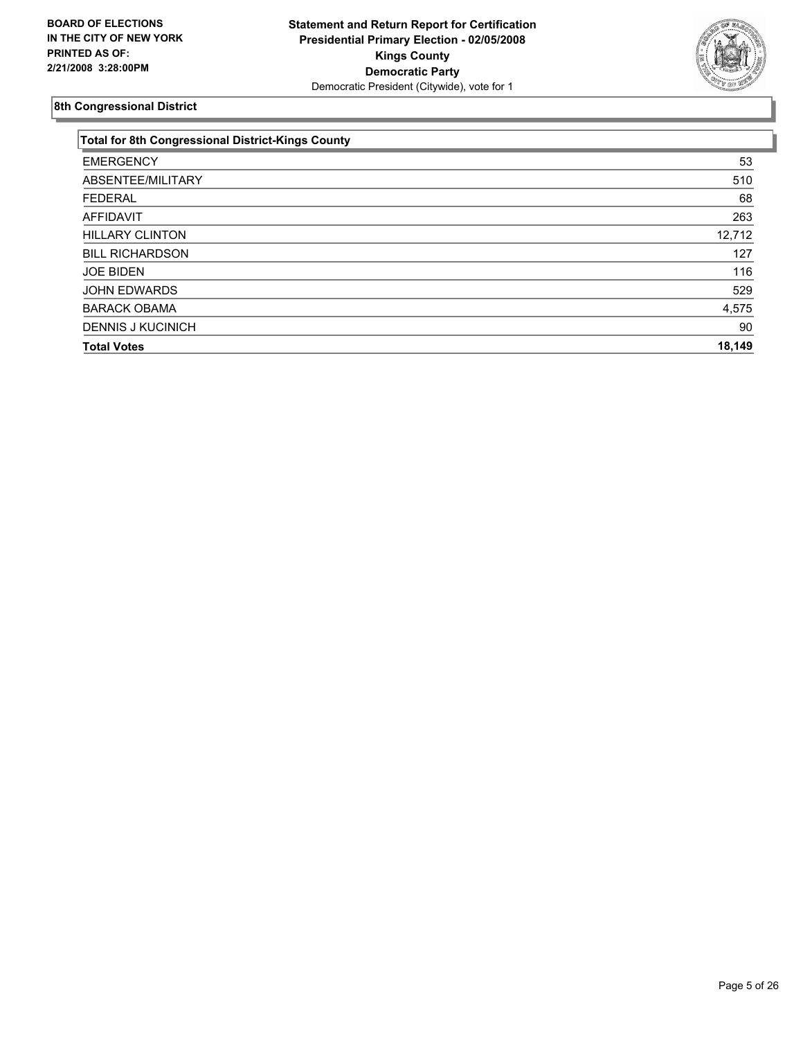**BOARD OF ELECTIONS IN THE CITY OF NEW YORK PRINTED AS OF: 2/21/2008 3:28:00PM**

**Statement and Return Report for Certification**
**Presidential Primary Election - 02/05/2008**
**Kings County**
**Democratic Party**
Democratic President (Citywide), vote for 1

## 8th Congressional District

| Total for 8th Congressional District-Kings County | |
|---|---|
| EMERGENCY | 53 |
| ABSENTEE/MILITARY | 510 |
| FEDERAL | 68 |
| AFFIDAVIT | 263 |
| HILLARY CLINTON | 12,712 |
| BILL RICHARDSON | 127 |
| JOE BIDEN | 116 |
| JOHN EDWARDS | 529 |
| BARACK OBAMA | 4,575 |
| DENNIS J KUCINICH | 90 |
| **Total Votes** | **18,149** |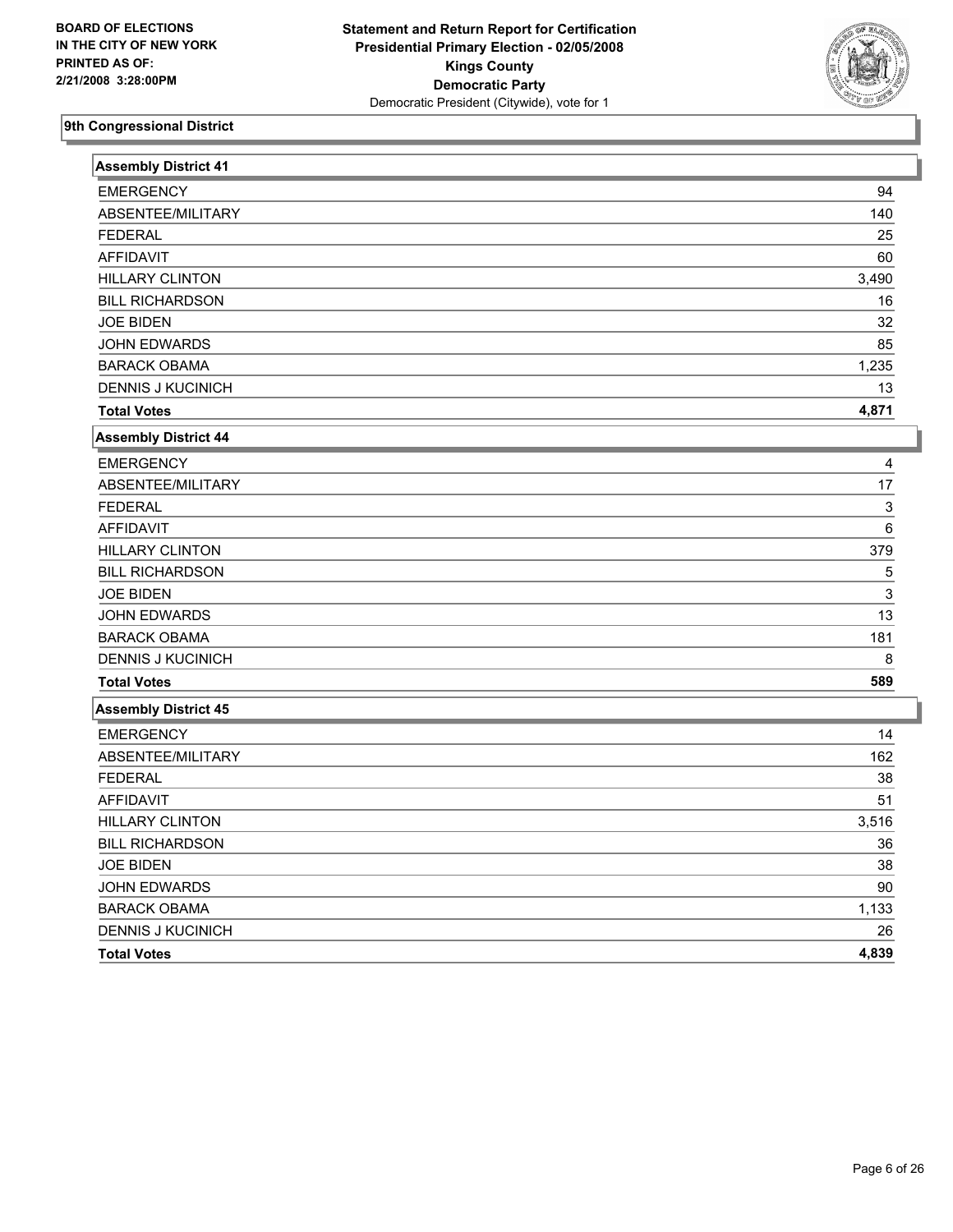**BOARD OF ELECTIONS IN THE CITY OF NEW YORK PRINTED AS OF: 2/21/2008 3:28:00PM**

**Statement and Return Report for Certification**
**Presidential Primary Election - 02/05/2008**
**Kings County**
**Democratic Party**
Democratic President (Citywide), vote for 1

## 9th Congressional District

### Assembly District 41

| | |
|---|---|
| EMERGENCY | 94 |
| ABSENTEE/MILITARY | 140 |
| FEDERAL | 25 |
| AFFIDAVIT | 60 |
| HILLARY CLINTON | 3,490 |
| BILL RICHARDSON | 16 |
| JOE BIDEN | 32 |
| JOHN EDWARDS | 85 |
| BARACK OBAMA | 1,235 |
| DENNIS J KUCINICH | 13 |
| **Total Votes** | **4,871** |

### Assembly District 44

| | |
|---|---|
| EMERGENCY | 4 |
| ABSENTEE/MILITARY | 17 |
| FEDERAL | 3 |
| AFFIDAVIT | 6 |
| HILLARY CLINTON | 379 |
| BILL RICHARDSON | 5 |
| JOE BIDEN | 3 |
| JOHN EDWARDS | 13 |
| BARACK OBAMA | 181 |
| DENNIS J KUCINICH | 8 |
| **Total Votes** | **589** |

### Assembly District 45

| | |
|---|---|
| EMERGENCY | 14 |
| ABSENTEE/MILITARY | 162 |
| FEDERAL | 38 |
| AFFIDAVIT | 51 |
| HILLARY CLINTON | 3,516 |
| BILL RICHARDSON | 36 |
| JOE BIDEN | 38 |
| JOHN EDWARDS | 90 |
| BARACK OBAMA | 1,133 |
| DENNIS J KUCINICH | 26 |
| **Total Votes** | **4,839** |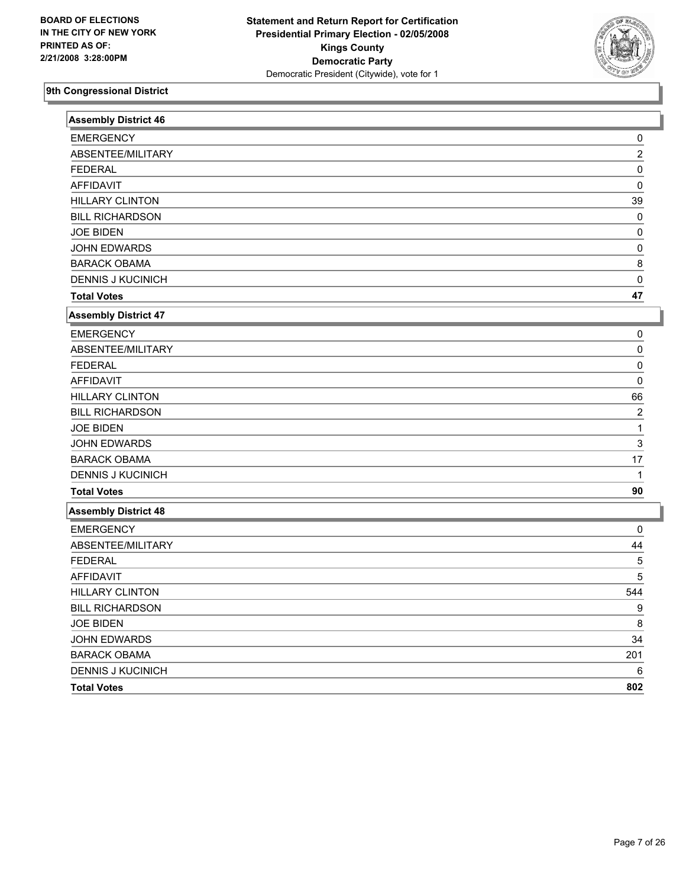BOARD OF ELECTIONS
IN THE CITY OF NEW YORK
PRINTED AS OF:
2/21/2008 3:28:00PM

**Statement and Return Report for Certification**
**Presidential Primary Election - 02/05/2008**
**Kings County**
**Democratic Party**
Democratic President (Citywide), vote for 1

## 9th Congressional District

| Assembly District 46 | |
|---|---|
| EMERGENCY | 0 |
| ABSENTEE/MILITARY | 2 |
| FEDERAL | 0 |
| AFFIDAVIT | 0 |
| HILLARY CLINTON | 39 |
| BILL RICHARDSON | 0 |
| JOE BIDEN | 0 |
| JOHN EDWARDS | 0 |
| BARACK OBAMA | 8 |
| DENNIS J KUCINICH | 0 |
| **Total Votes** | **47** |

| Assembly District 47 | |
|---|---|
| EMERGENCY | 0 |
| ABSENTEE/MILITARY | 0 |
| FEDERAL | 0 |
| AFFIDAVIT | 0 |
| HILLARY CLINTON | 66 |
| BILL RICHARDSON | 2 |
| JOE BIDEN | 1 |
| JOHN EDWARDS | 3 |
| BARACK OBAMA | 17 |
| DENNIS J KUCINICH | 1 |
| **Total Votes** | **90** |

| Assembly District 48 | |
|---|---|
| EMERGENCY | 0 |
| ABSENTEE/MILITARY | 44 |
| FEDERAL | 5 |
| AFFIDAVIT | 5 |
| HILLARY CLINTON | 544 |
| BILL RICHARDSON | 9 |
| JOE BIDEN | 8 |
| JOHN EDWARDS | 34 |
| BARACK OBAMA | 201 |
| DENNIS J KUCINICH | 6 |
| **Total Votes** | **802** |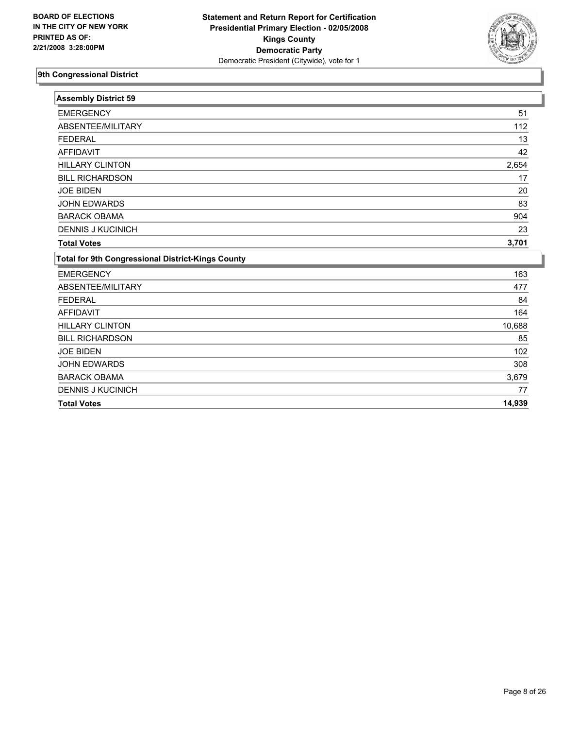**BOARD OF ELECTIONS IN THE CITY OF NEW YORK PRINTED AS OF: 2/21/2008 3:28:00PM**

**Statement and Return Report for Certification**
**Presidential Primary Election - 02/05/2008**
**Kings County**
**Democratic Party**
Democratic President (Citywide), vote for 1

## 9th Congressional District

| Assembly District 59 | |
|---|---|
| EMERGENCY | 51 |
| ABSENTEE/MILITARY | 112 |
| FEDERAL | 13 |
| AFFIDAVIT | 42 |
| HILLARY CLINTON | 2,654 |
| BILL RICHARDSON | 17 |
| JOE BIDEN | 20 |
| JOHN EDWARDS | 83 |
| BARACK OBAMA | 904 |
| DENNIS J KUCINICH | 23 |
| **Total Votes** | **3,701** |

| Total for 9th Congressional District-Kings County | |
|---|---|
| EMERGENCY | 163 |
| ABSENTEE/MILITARY | 477 |
| FEDERAL | 84 |
| AFFIDAVIT | 164 |
| HILLARY CLINTON | 10,688 |
| BILL RICHARDSON | 85 |
| JOE BIDEN | 102 |
| JOHN EDWARDS | 308 |
| BARACK OBAMA | 3,679 |
| DENNIS J KUCINICH | 77 |
| **Total Votes** | **14,939** |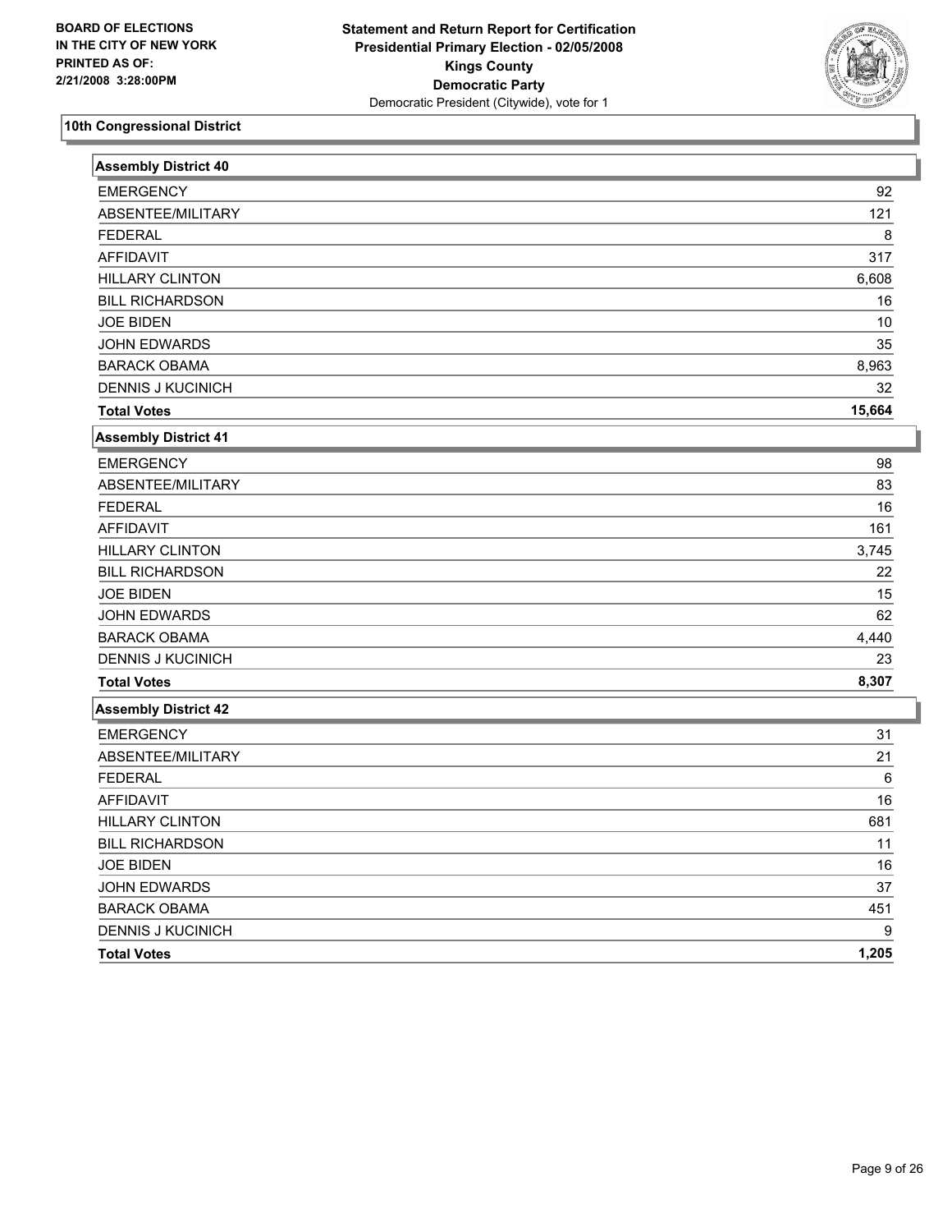BOARD OF ELECTIONS
IN THE CITY OF NEW YORK
PRINTED AS OF:
2/21/2008 3:28:00PM

**Statement and Return Report for Certification**
**Presidential Primary Election - 02/05/2008**
**Kings County**
**Democratic Party**
Democratic President (Citywide), vote for 1

## 10th Congressional District

### Assembly District 40

| | |
|---|---|
| EMERGENCY | 92 |
| ABSENTEE/MILITARY | 121 |
| FEDERAL | 8 |
| AFFIDAVIT | 317 |
| HILLARY CLINTON | 6,608 |
| BILL RICHARDSON | 16 |
| JOE BIDEN | 10 |
| JOHN EDWARDS | 35 |
| BARACK OBAMA | 8,963 |
| DENNIS J KUCINICH | 32 |
| **Total Votes** | **15,664** |

### Assembly District 41

| | |
|---|---|
| EMERGENCY | 98 |
| ABSENTEE/MILITARY | 83 |
| FEDERAL | 16 |
| AFFIDAVIT | 161 |
| HILLARY CLINTON | 3,745 |
| BILL RICHARDSON | 22 |
| JOE BIDEN | 15 |
| JOHN EDWARDS | 62 |
| BARACK OBAMA | 4,440 |
| DENNIS J KUCINICH | 23 |
| **Total Votes** | **8,307** |

### Assembly District 42

| | |
|---|---|
| EMERGENCY | 31 |
| ABSENTEE/MILITARY | 21 |
| FEDERAL | 6 |
| AFFIDAVIT | 16 |
| HILLARY CLINTON | 681 |
| BILL RICHARDSON | 11 |
| JOE BIDEN | 16 |
| JOHN EDWARDS | 37 |
| BARACK OBAMA | 451 |
| DENNIS J KUCINICH | 9 |
| **Total Votes** | **1,205** |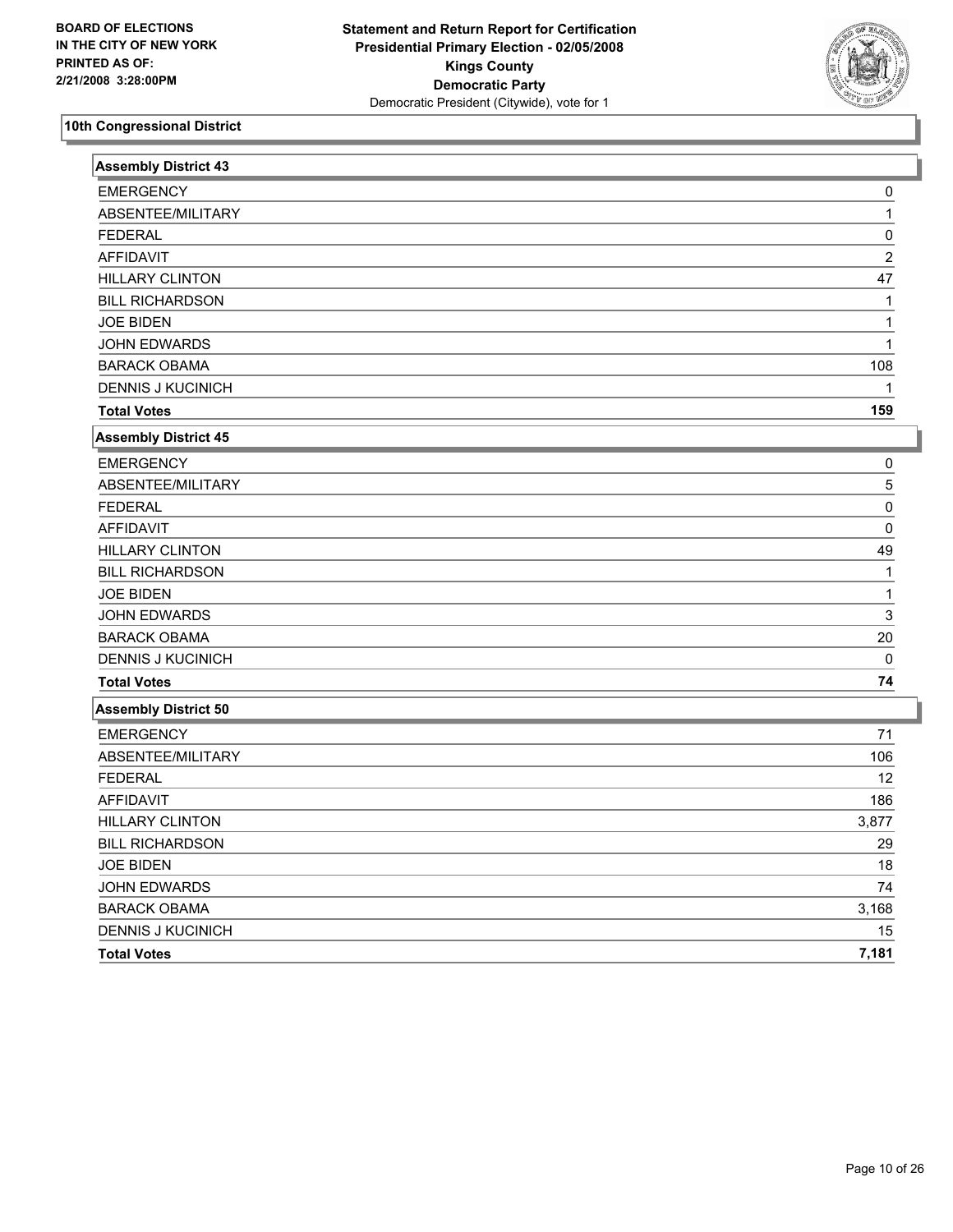**BOARD OF ELECTIONS IN THE CITY OF NEW YORK PRINTED AS OF: 2/21/2008 3:28:00PM**

**Statement and Return Report for Certification**
**Presidential Primary Election - 02/05/2008**
**Kings County**
**Democratic Party**
Democratic President (Citywide), vote for 1

## 10th Congressional District

### Assembly District 43

| | |
|---|---|
| EMERGENCY | 0 |
| ABSENTEE/MILITARY | 1 |
| FEDERAL | 0 |
| AFFIDAVIT | 2 |
| HILLARY CLINTON | 47 |
| BILL RICHARDSON | 1 |
| JOE BIDEN | 1 |
| JOHN EDWARDS | 1 |
| BARACK OBAMA | 108 |
| DENNIS J KUCINICH | 1 |
| **Total Votes** | **159** |

### Assembly District 45

| | |
|---|---|
| EMERGENCY | 0 |
| ABSENTEE/MILITARY | 5 |
| FEDERAL | 0 |
| AFFIDAVIT | 0 |
| HILLARY CLINTON | 49 |
| BILL RICHARDSON | 1 |
| JOE BIDEN | 1 |
| JOHN EDWARDS | 3 |
| BARACK OBAMA | 20 |
| DENNIS J KUCINICH | 0 |
| **Total Votes** | **74** |

### Assembly District 50

| | |
|---|---|
| EMERGENCY | 71 |
| ABSENTEE/MILITARY | 106 |
| FEDERAL | 12 |
| AFFIDAVIT | 186 |
| HILLARY CLINTON | 3,877 |
| BILL RICHARDSON | 29 |
| JOE BIDEN | 18 |
| JOHN EDWARDS | 74 |
| BARACK OBAMA | 3,168 |
| DENNIS J KUCINICH | 15 |
| **Total Votes** | **7,181** |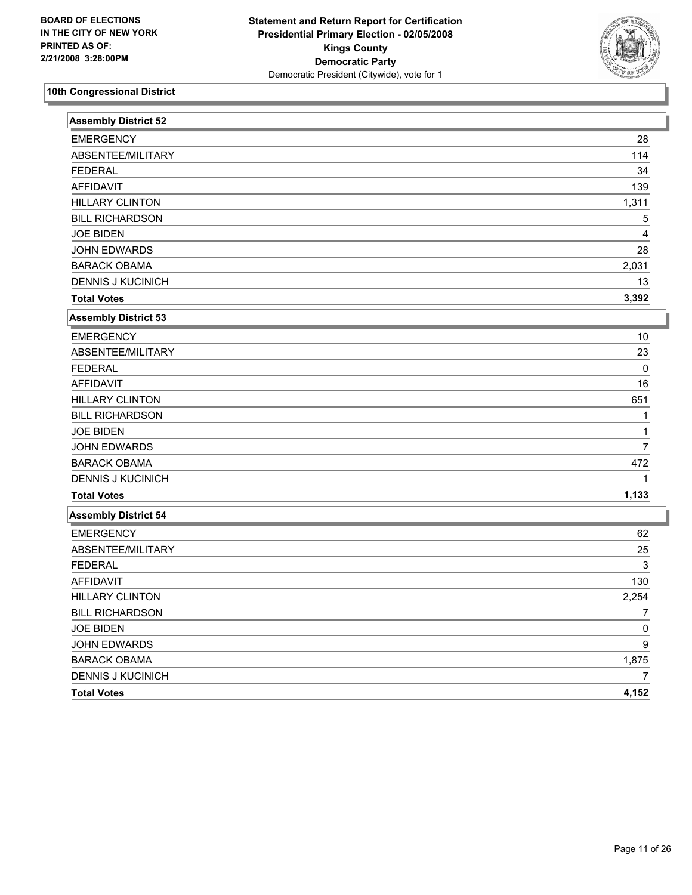BOARD OF ELECTIONS
IN THE CITY OF NEW YORK
PRINTED AS OF:
2/21/2008 3:28:00PM

**Statement and Return Report for Certification**
**Presidential Primary Election - 02/05/2008**
**Kings County**
**Democratic Party**
Democratic President (Citywide), vote for 1

## 10th Congressional District

### Assembly District 52

| | |
|---|---|
| EMERGENCY | 28 |
| ABSENTEE/MILITARY | 114 |
| FEDERAL | 34 |
| AFFIDAVIT | 139 |
| HILLARY CLINTON | 1,311 |
| BILL RICHARDSON | 5 |
| JOE BIDEN | 4 |
| JOHN EDWARDS | 28 |
| BARACK OBAMA | 2,031 |
| DENNIS J KUCINICH | 13 |
| **Total Votes** | **3,392** |

### Assembly District 53

| | |
|---|---|
| EMERGENCY | 10 |
| ABSENTEE/MILITARY | 23 |
| FEDERAL | 0 |
| AFFIDAVIT | 16 |
| HILLARY CLINTON | 651 |
| BILL RICHARDSON | 1 |
| JOE BIDEN | 1 |
| JOHN EDWARDS | 7 |
| BARACK OBAMA | 472 |
| DENNIS J KUCINICH | 1 |
| **Total Votes** | **1,133** |

### Assembly District 54

| | |
|---|---|
| EMERGENCY | 62 |
| ABSENTEE/MILITARY | 25 |
| FEDERAL | 3 |
| AFFIDAVIT | 130 |
| HILLARY CLINTON | 2,254 |
| BILL RICHARDSON | 7 |
| JOE BIDEN | 0 |
| JOHN EDWARDS | 9 |
| BARACK OBAMA | 1,875 |
| DENNIS J KUCINICH | 7 |
| **Total Votes** | **4,152** |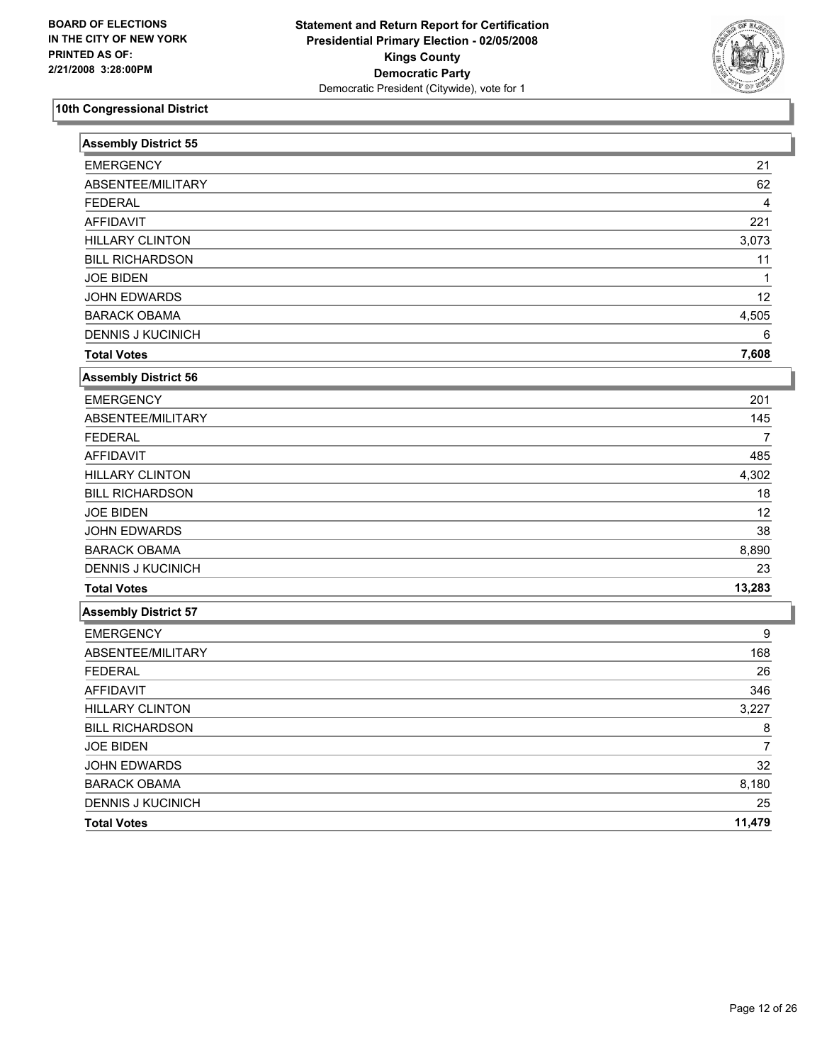BOARD OF ELECTIONS
IN THE CITY OF NEW YORK
PRINTED AS OF:
2/21/2008 3:28:00PM

**Statement and Return Report for Certification**
**Presidential Primary Election - 02/05/2008**
**Kings County**
**Democratic Party**
Democratic President (Citywide), vote for 1

## 10th Congressional District

| Assembly District 55 | |
|---|---|
| EMERGENCY | 21 |
| ABSENTEE/MILITARY | 62 |
| FEDERAL | 4 |
| AFFIDAVIT | 221 |
| HILLARY CLINTON | 3,073 |
| BILL RICHARDSON | 11 |
| JOE BIDEN | 1 |
| JOHN EDWARDS | 12 |
| BARACK OBAMA | 4,505 |
| DENNIS J KUCINICH | 6 |
| **Total Votes** | **7,608** |

| Assembly District 56 | |
|---|---|
| EMERGENCY | 201 |
| ABSENTEE/MILITARY | 145 |
| FEDERAL | 7 |
| AFFIDAVIT | 485 |
| HILLARY CLINTON | 4,302 |
| BILL RICHARDSON | 18 |
| JOE BIDEN | 12 |
| JOHN EDWARDS | 38 |
| BARACK OBAMA | 8,890 |
| DENNIS J KUCINICH | 23 |
| **Total Votes** | **13,283** |

| Assembly District 57 | |
|---|---|
| EMERGENCY | 9 |
| ABSENTEE/MILITARY | 168 |
| FEDERAL | 26 |
| AFFIDAVIT | 346 |
| HILLARY CLINTON | 3,227 |
| BILL RICHARDSON | 8 |
| JOE BIDEN | 7 |
| JOHN EDWARDS | 32 |
| BARACK OBAMA | 8,180 |
| DENNIS J KUCINICH | 25 |
| **Total Votes** | **11,479** |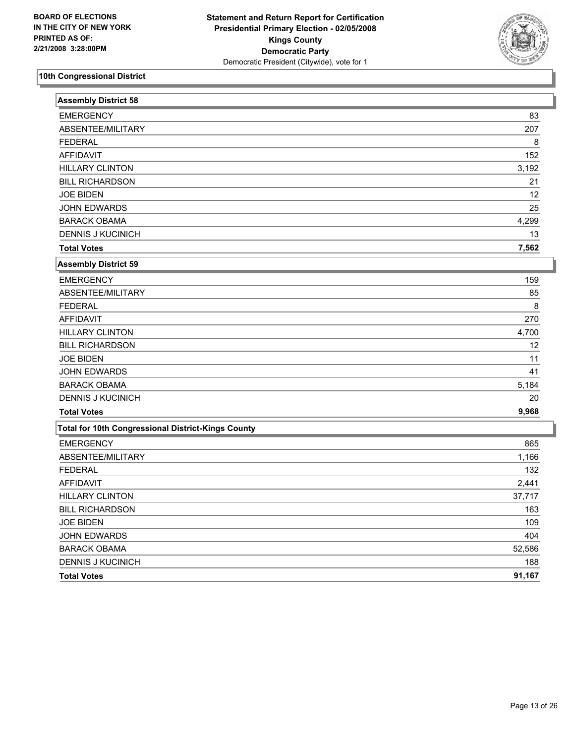BOARD OF ELECTIONS
IN THE CITY OF NEW YORK
PRINTED AS OF:
2/21/2008 3:28:00PM

**Statement and Return Report for Certification**
**Presidential Primary Election - 02/05/2008**
**Kings County**
**Democratic Party**
Democratic President (Citywide), vote for 1

## 10th Congressional District

### Assembly District 58

| | |
|---|---|
| EMERGENCY | 83 |
| ABSENTEE/MILITARY | 207 |
| FEDERAL | 8 |
| AFFIDAVIT | 152 |
| HILLARY CLINTON | 3,192 |
| BILL RICHARDSON | 21 |
| JOE BIDEN | 12 |
| JOHN EDWARDS | 25 |
| BARACK OBAMA | 4,299 |
| DENNIS J KUCINICH | 13 |
| **Total Votes** | **7,562** |

### Assembly District 59

| | |
|---|---|
| EMERGENCY | 159 |
| ABSENTEE/MILITARY | 85 |
| FEDERAL | 8 |
| AFFIDAVIT | 270 |
| HILLARY CLINTON | 4,700 |
| BILL RICHARDSON | 12 |
| JOE BIDEN | 11 |
| JOHN EDWARDS | 41 |
| BARACK OBAMA | 5,184 |
| DENNIS J KUCINICH | 20 |
| **Total Votes** | **9,968** |

### Total for 10th Congressional District-Kings County

| | |
|---|---|
| EMERGENCY | 865 |
| ABSENTEE/MILITARY | 1,166 |
| FEDERAL | 132 |
| AFFIDAVIT | 2,441 |
| HILLARY CLINTON | 37,717 |
| BILL RICHARDSON | 163 |
| JOE BIDEN | 109 |
| JOHN EDWARDS | 404 |
| BARACK OBAMA | 52,586 |
| DENNIS J KUCINICH | 188 |
| **Total Votes** | **91,167** |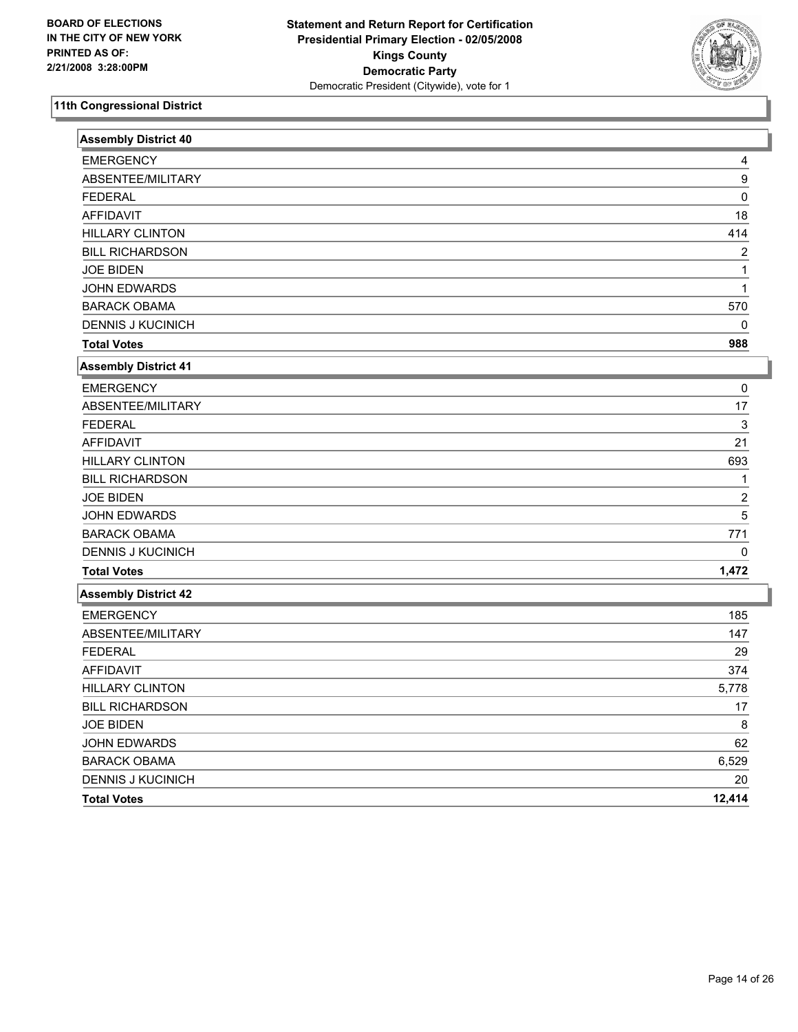**BOARD OF ELECTIONS IN THE CITY OF NEW YORK PRINTED AS OF: 2/21/2008 3:28:00PM**

**Statement and Return Report for Certification**
**Presidential Primary Election - 02/05/2008**
**Kings County**
**Democratic Party**
Democratic President (Citywide), vote for 1

## 11th Congressional District

### Assembly District 40

| | |
|---|---|
| EMERGENCY | 4 |
| ABSENTEE/MILITARY | 9 |
| FEDERAL | 0 |
| AFFIDAVIT | 18 |
| HILLARY CLINTON | 414 |
| BILL RICHARDSON | 2 |
| JOE BIDEN | 1 |
| JOHN EDWARDS | 1 |
| BARACK OBAMA | 570 |
| DENNIS J KUCINICH | 0 |
| **Total Votes** | **988** |

### Assembly District 41

| | |
|---|---|
| EMERGENCY | 0 |
| ABSENTEE/MILITARY | 17 |
| FEDERAL | 3 |
| AFFIDAVIT | 21 |
| HILLARY CLINTON | 693 |
| BILL RICHARDSON | 1 |
| JOE BIDEN | 2 |
| JOHN EDWARDS | 5 |
| BARACK OBAMA | 771 |
| DENNIS J KUCINICH | 0 |
| **Total Votes** | **1,472** |

### Assembly District 42

| | |
|---|---|
| EMERGENCY | 185 |
| ABSENTEE/MILITARY | 147 |
| FEDERAL | 29 |
| AFFIDAVIT | 374 |
| HILLARY CLINTON | 5,778 |
| BILL RICHARDSON | 17 |
| JOE BIDEN | 8 |
| JOHN EDWARDS | 62 |
| BARACK OBAMA | 6,529 |
| DENNIS J KUCINICH | 20 |
| **Total Votes** | **12,414** |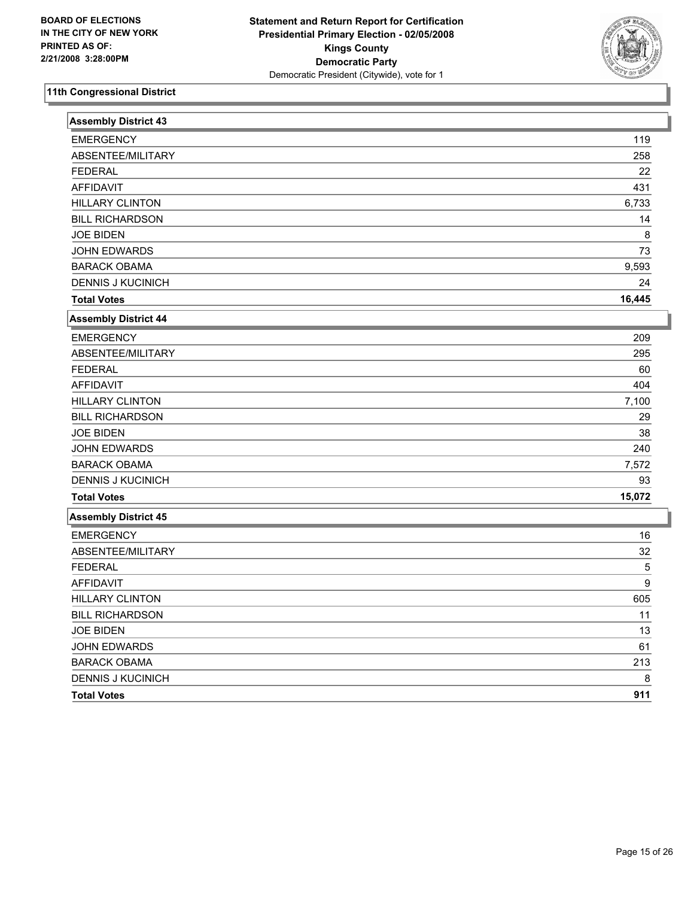BOARD OF ELECTIONS
IN THE CITY OF NEW YORK
PRINTED AS OF:
2/21/2008 3:28:00PM

**Statement and Return Report for Certification**
**Presidential Primary Election - 02/05/2008**
**Kings County**
**Democratic Party**
Democratic President (Citywide), vote for 1

## 11th Congressional District

### Assembly District 43

| | |
|---|---|
| EMERGENCY | 119 |
| ABSENTEE/MILITARY | 258 |
| FEDERAL | 22 |
| AFFIDAVIT | 431 |
| HILLARY CLINTON | 6,733 |
| BILL RICHARDSON | 14 |
| JOE BIDEN | 8 |
| JOHN EDWARDS | 73 |
| BARACK OBAMA | 9,593 |
| DENNIS J KUCINICH | 24 |
| **Total Votes** | **16,445** |

### Assembly District 44

| | |
|---|---|
| EMERGENCY | 209 |
| ABSENTEE/MILITARY | 295 |
| FEDERAL | 60 |
| AFFIDAVIT | 404 |
| HILLARY CLINTON | 7,100 |
| BILL RICHARDSON | 29 |
| JOE BIDEN | 38 |
| JOHN EDWARDS | 240 |
| BARACK OBAMA | 7,572 |
| DENNIS J KUCINICH | 93 |
| **Total Votes** | **15,072** |

### Assembly District 45

| | |
|---|---|
| EMERGENCY | 16 |
| ABSENTEE/MILITARY | 32 |
| FEDERAL | 5 |
| AFFIDAVIT | 9 |
| HILLARY CLINTON | 605 |
| BILL RICHARDSON | 11 |
| JOE BIDEN | 13 |
| JOHN EDWARDS | 61 |
| BARACK OBAMA | 213 |
| DENNIS J KUCINICH | 8 |
| **Total Votes** | **911** |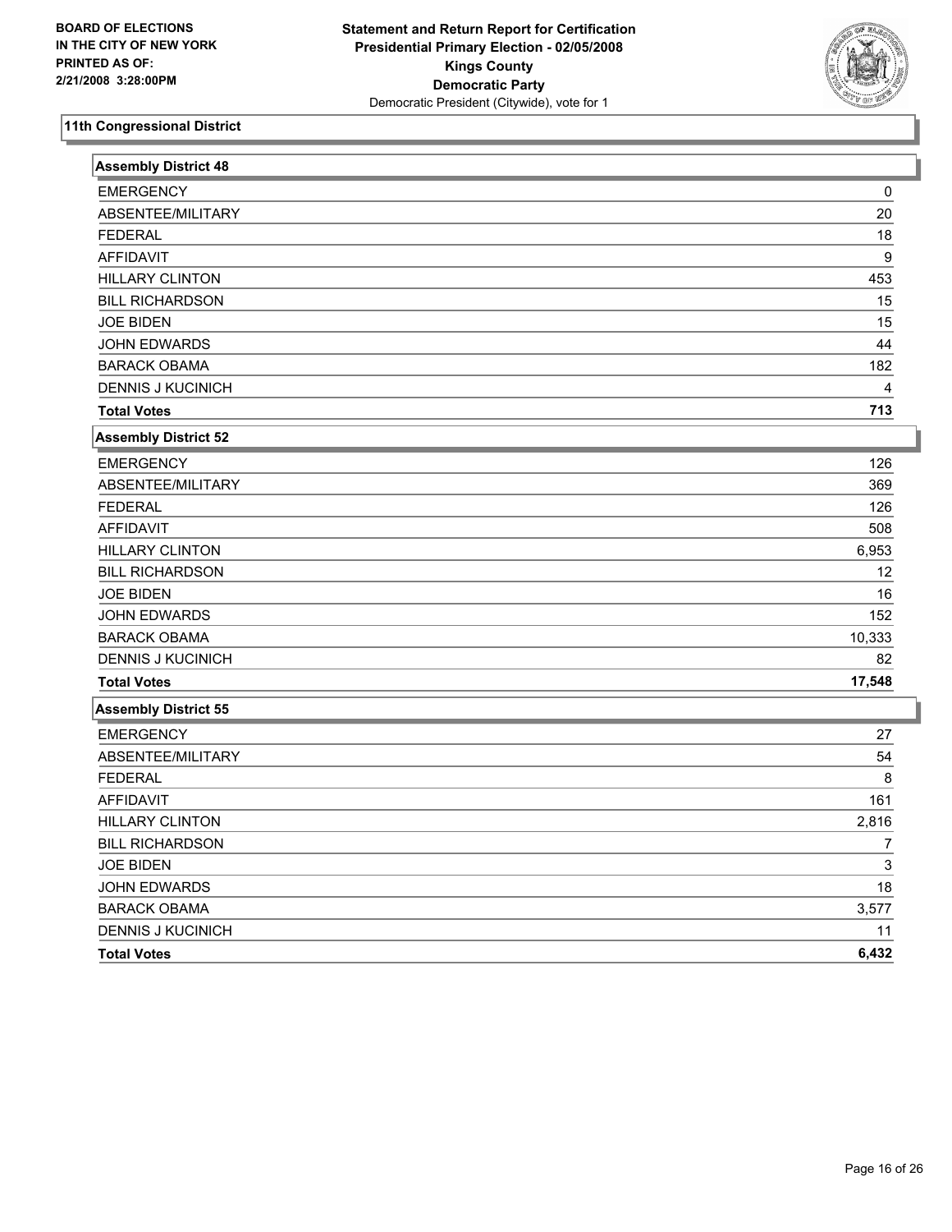BOARD OF ELECTIONS
IN THE CITY OF NEW YORK
PRINTED AS OF:
2/21/2008 3:28:00PM

**Statement and Return Report for Certification**
**Presidential Primary Election - 02/05/2008**
**Kings County**
**Democratic Party**
Democratic President (Citywide), vote for 1

## 11th Congressional District

### Assembly District 48

| | |
|---|---|
| EMERGENCY | 0 |
| ABSENTEE/MILITARY | 20 |
| FEDERAL | 18 |
| AFFIDAVIT | 9 |
| HILLARY CLINTON | 453 |
| BILL RICHARDSON | 15 |
| JOE BIDEN | 15 |
| JOHN EDWARDS | 44 |
| BARACK OBAMA | 182 |
| DENNIS J KUCINICH | 4 |
| **Total Votes** | **713** |

### Assembly District 52

| | |
|---|---|
| EMERGENCY | 126 |
| ABSENTEE/MILITARY | 369 |
| FEDERAL | 126 |
| AFFIDAVIT | 508 |
| HILLARY CLINTON | 6,953 |
| BILL RICHARDSON | 12 |
| JOE BIDEN | 16 |
| JOHN EDWARDS | 152 |
| BARACK OBAMA | 10,333 |
| DENNIS J KUCINICH | 82 |
| **Total Votes** | **17,548** |

### Assembly District 55

| | |
|---|---|
| EMERGENCY | 27 |
| ABSENTEE/MILITARY | 54 |
| FEDERAL | 8 |
| AFFIDAVIT | 161 |
| HILLARY CLINTON | 2,816 |
| BILL RICHARDSON | 7 |
| JOE BIDEN | 3 |
| JOHN EDWARDS | 18 |
| BARACK OBAMA | 3,577 |
| DENNIS J KUCINICH | 11 |
| **Total Votes** | **6,432** |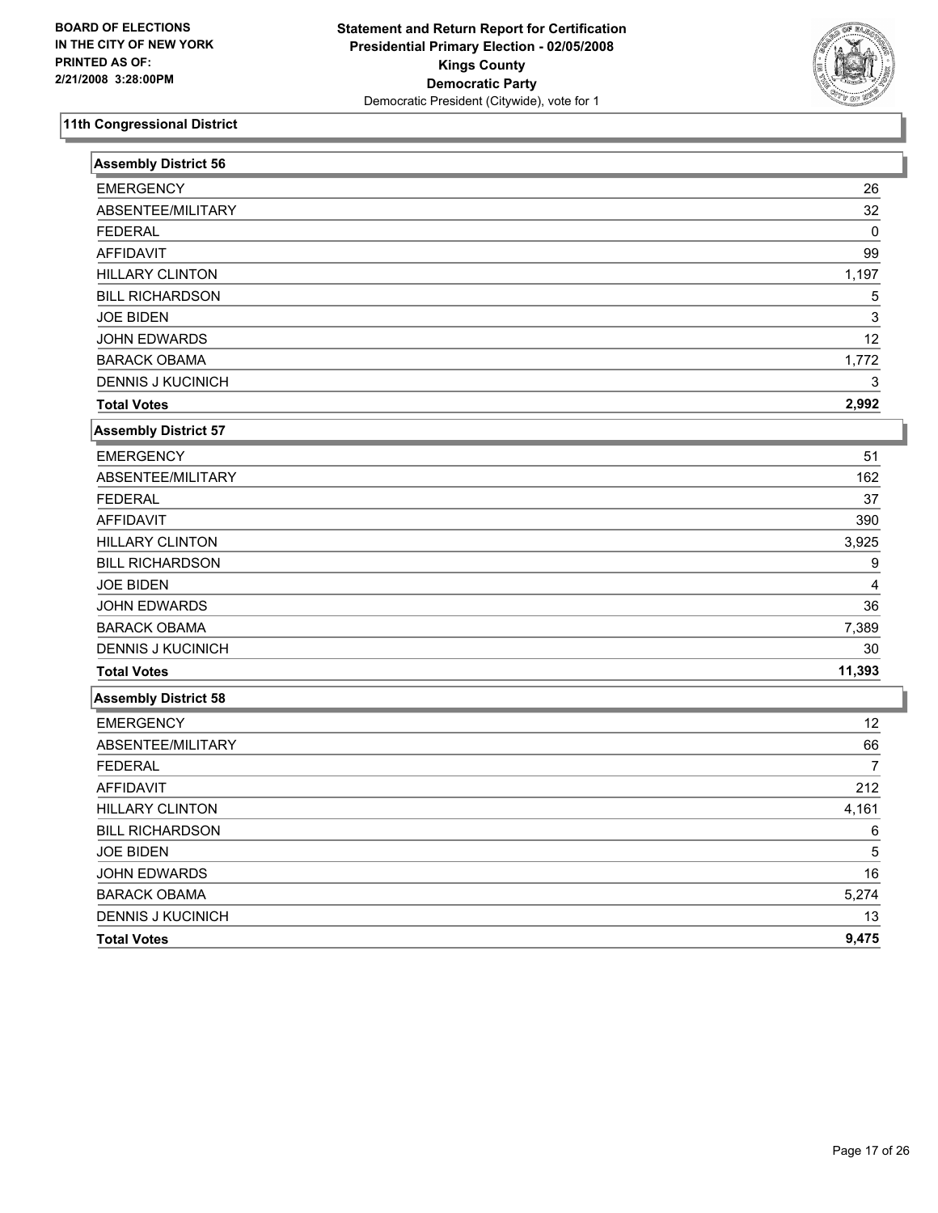BOARD OF ELECTIONS IN THE CITY OF NEW YORK
PRINTED AS OF: 2/21/2008 3:28:00PM

**Statement and Return Report for Certification**
**Presidential Primary Election - 02/05/2008**
**Kings County**
**Democratic Party**
Democratic President (Citywide), vote for 1

## 11th Congressional District

### Assembly District 56

| | |
|---|---|
| EMERGENCY | 26 |
| ABSENTEE/MILITARY | 32 |
| FEDERAL | 0 |
| AFFIDAVIT | 99 |
| HILLARY CLINTON | 1,197 |
| BILL RICHARDSON | 5 |
| JOE BIDEN | 3 |
| JOHN EDWARDS | 12 |
| BARACK OBAMA | 1,772 |
| DENNIS J KUCINICH | 3 |
| **Total Votes** | **2,992** |

### Assembly District 57

| | |
|---|---|
| EMERGENCY | 51 |
| ABSENTEE/MILITARY | 162 |
| FEDERAL | 37 |
| AFFIDAVIT | 390 |
| HILLARY CLINTON | 3,925 |
| BILL RICHARDSON | 9 |
| JOE BIDEN | 4 |
| JOHN EDWARDS | 36 |
| BARACK OBAMA | 7,389 |
| DENNIS J KUCINICH | 30 |
| **Total Votes** | **11,393** |

### Assembly District 58

| | |
|---|---|
| EMERGENCY | 12 |
| ABSENTEE/MILITARY | 66 |
| FEDERAL | 7 |
| AFFIDAVIT | 212 |
| HILLARY CLINTON | 4,161 |
| BILL RICHARDSON | 6 |
| JOE BIDEN | 5 |
| JOHN EDWARDS | 16 |
| BARACK OBAMA | 5,274 |
| DENNIS J KUCINICH | 13 |
| **Total Votes** | **9,475** |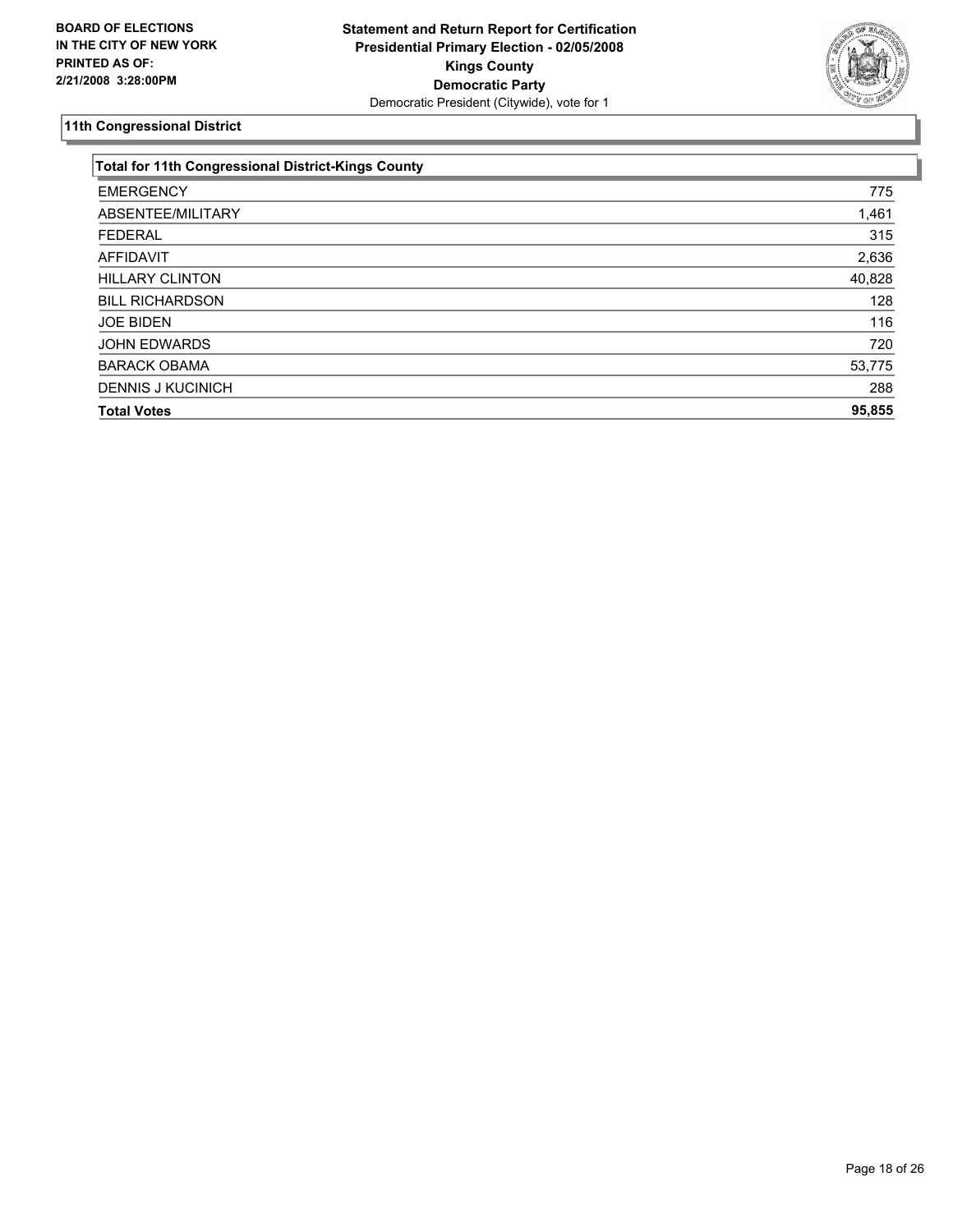**BOARD OF ELECTIONS IN THE CITY OF NEW YORK PRINTED AS OF: 2/21/2008 3:28:00PM**

**Statement and Return Report for Certification**
**Presidential Primary Election - 02/05/2008**
**Kings County**
**Democratic Party**
Democratic President (Citywide), vote for 1

## 11th Congressional District

| Total for 11th Congressional District-Kings County | |
|---|---|
| EMERGENCY | 775 |
| ABSENTEE/MILITARY | 1,461 |
| FEDERAL | 315 |
| AFFIDAVIT | 2,636 |
| HILLARY CLINTON | 40,828 |
| BILL RICHARDSON | 128 |
| JOE BIDEN | 116 |
| JOHN EDWARDS | 720 |
| BARACK OBAMA | 53,775 |
| DENNIS J KUCINICH | 288 |
| **Total Votes** | **95,855** |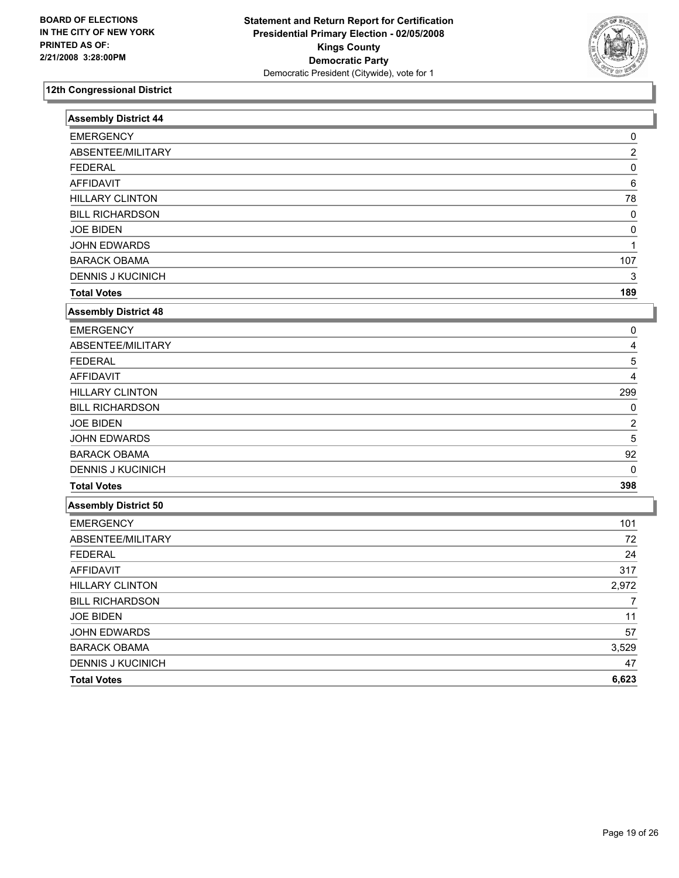BOARD OF ELECTIONS
IN THE CITY OF NEW YORK
PRINTED AS OF:
2/21/2008 3:28:00PM

**Statement and Return Report for Certification**
**Presidential Primary Election - 02/05/2008**
**Kings County**
**Democratic Party**
Democratic President (Citywide), vote for 1

## 12th Congressional District

### Assembly District 44

| | |
|---|---|
| EMERGENCY | 0 |
| ABSENTEE/MILITARY | 2 |
| FEDERAL | 0 |
| AFFIDAVIT | 6 |
| HILLARY CLINTON | 78 |
| BILL RICHARDSON | 0 |
| JOE BIDEN | 0 |
| JOHN EDWARDS | 1 |
| BARACK OBAMA | 107 |
| DENNIS J KUCINICH | 3 |
| **Total Votes** | **189** |

### Assembly District 48

| | |
|---|---|
| EMERGENCY | 0 |
| ABSENTEE/MILITARY | 4 |
| FEDERAL | 5 |
| AFFIDAVIT | 4 |
| HILLARY CLINTON | 299 |
| BILL RICHARDSON | 0 |
| JOE BIDEN | 2 |
| JOHN EDWARDS | 5 |
| BARACK OBAMA | 92 |
| DENNIS J KUCINICH | 0 |
| **Total Votes** | **398** |

### Assembly District 50

| | |
|---|---|
| EMERGENCY | 101 |
| ABSENTEE/MILITARY | 72 |
| FEDERAL | 24 |
| AFFIDAVIT | 317 |
| HILLARY CLINTON | 2,972 |
| BILL RICHARDSON | 7 |
| JOE BIDEN | 11 |
| JOHN EDWARDS | 57 |
| BARACK OBAMA | 3,529 |
| DENNIS J KUCINICH | 47 |
| **Total Votes** | **6,623** |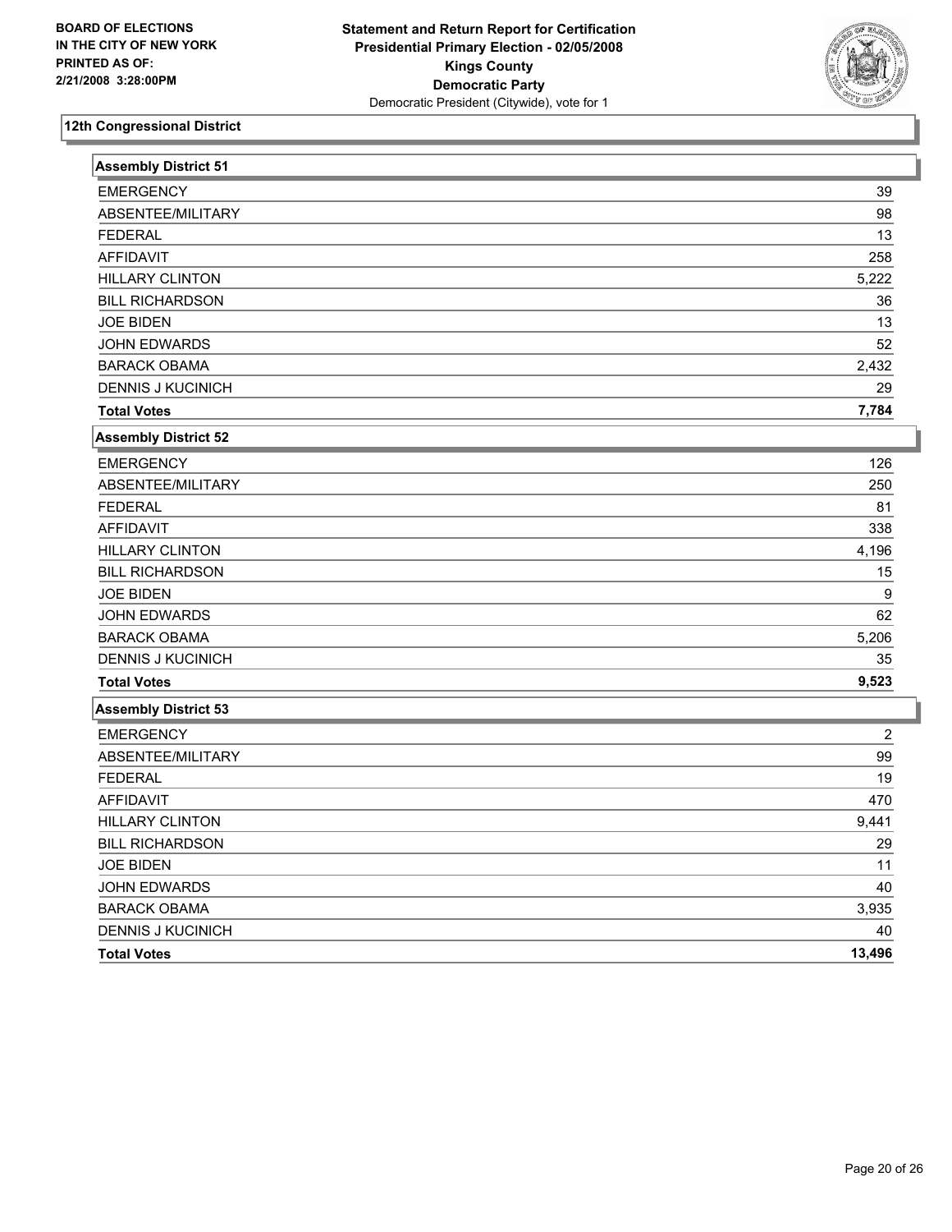BOARD OF ELECTIONS
IN THE CITY OF NEW YORK
PRINTED AS OF:
2/21/2008 3:28:00PM

**Statement and Return Report for Certification**
**Presidential Primary Election - 02/05/2008**
**Kings County**
**Democratic Party**
Democratic President (Citywide), vote for 1

## 12th Congressional District

### Assembly District 51

| | |
|---|---|
| EMERGENCY | 39 |
| ABSENTEE/MILITARY | 98 |
| FEDERAL | 13 |
| AFFIDAVIT | 258 |
| HILLARY CLINTON | 5,222 |
| BILL RICHARDSON | 36 |
| JOE BIDEN | 13 |
| JOHN EDWARDS | 52 |
| BARACK OBAMA | 2,432 |
| DENNIS J KUCINICH | 29 |
| **Total Votes** | **7,784** |

### Assembly District 52

| | |
|---|---|
| EMERGENCY | 126 |
| ABSENTEE/MILITARY | 250 |
| FEDERAL | 81 |
| AFFIDAVIT | 338 |
| HILLARY CLINTON | 4,196 |
| BILL RICHARDSON | 15 |
| JOE BIDEN | 9 |
| JOHN EDWARDS | 62 |
| BARACK OBAMA | 5,206 |
| DENNIS J KUCINICH | 35 |
| **Total Votes** | **9,523** |

### Assembly District 53

| | |
|---|---|
| EMERGENCY | 2 |
| ABSENTEE/MILITARY | 99 |
| FEDERAL | 19 |
| AFFIDAVIT | 470 |
| HILLARY CLINTON | 9,441 |
| BILL RICHARDSON | 29 |
| JOE BIDEN | 11 |
| JOHN EDWARDS | 40 |
| BARACK OBAMA | 3,935 |
| DENNIS J KUCINICH | 40 |
| **Total Votes** | **13,496** |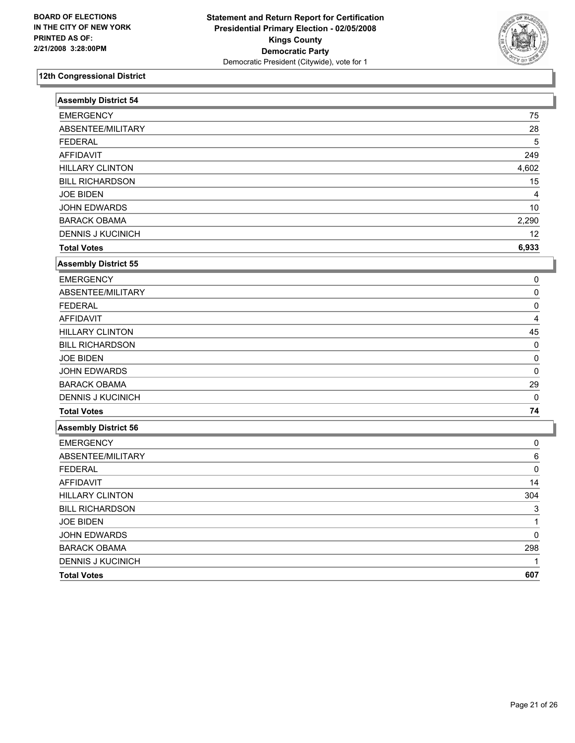BOARD OF ELECTIONS
IN THE CITY OF NEW YORK
PRINTED AS OF:
2/21/2008 3:28:00PM

**Statement and Return Report for Certification**
**Presidential Primary Election - 02/05/2008**
**Kings County**
**Democratic Party**
Democratic President (Citywide), vote for 1

## 12th Congressional District

### Assembly District 54

| | |
|---|---|
| EMERGENCY | 75 |
| ABSENTEE/MILITARY | 28 |
| FEDERAL | 5 |
| AFFIDAVIT | 249 |
| HILLARY CLINTON | 4,602 |
| BILL RICHARDSON | 15 |
| JOE BIDEN | 4 |
| JOHN EDWARDS | 10 |
| BARACK OBAMA | 2,290 |
| DENNIS J KUCINICH | 12 |
| **Total Votes** | **6,933** |

### Assembly District 55

| | |
|---|---|
| EMERGENCY | 0 |
| ABSENTEE/MILITARY | 0 |
| FEDERAL | 0 |
| AFFIDAVIT | 4 |
| HILLARY CLINTON | 45 |
| BILL RICHARDSON | 0 |
| JOE BIDEN | 0 |
| JOHN EDWARDS | 0 |
| BARACK OBAMA | 29 |
| DENNIS J KUCINICH | 0 |
| **Total Votes** | **74** |

### Assembly District 56

| | |
|---|---|
| EMERGENCY | 0 |
| ABSENTEE/MILITARY | 6 |
| FEDERAL | 0 |
| AFFIDAVIT | 14 |
| HILLARY CLINTON | 304 |
| BILL RICHARDSON | 3 |
| JOE BIDEN | 1 |
| JOHN EDWARDS | 0 |
| BARACK OBAMA | 298 |
| DENNIS J KUCINICH | 1 |
| **Total Votes** | **607** |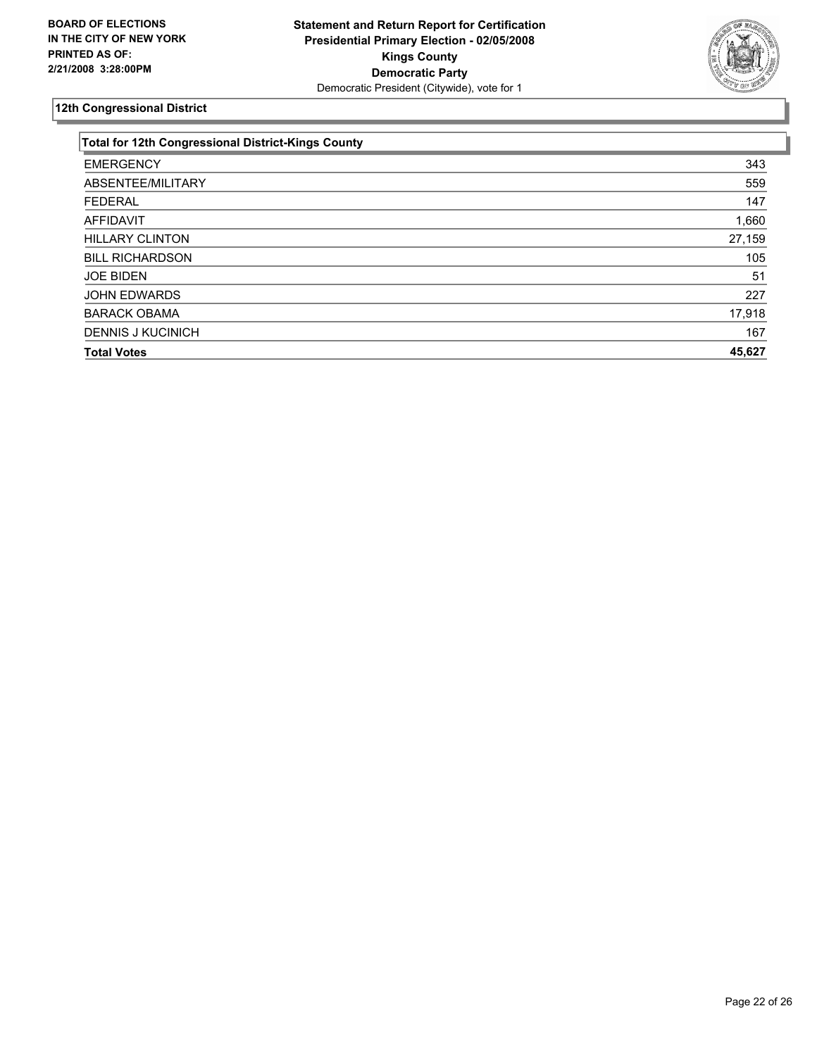**BOARD OF ELECTIONS IN THE CITY OF NEW YORK PRINTED AS OF: 2/21/2008 3:28:00PM**

**Statement and Return Report for Certification**
**Presidential Primary Election - 02/05/2008**
**Kings County**
**Democratic Party**
Democratic President (Citywide), vote for 1

## 12th Congressional District

| Total for 12th Congressional District-Kings County | |
|---|---|
| EMERGENCY | 343 |
| ABSENTEE/MILITARY | 559 |
| FEDERAL | 147 |
| AFFIDAVIT | 1,660 |
| HILLARY CLINTON | 27,159 |
| BILL RICHARDSON | 105 |
| JOE BIDEN | 51 |
| JOHN EDWARDS | 227 |
| BARACK OBAMA | 17,918 |
| DENNIS J KUCINICH | 167 |
| **Total Votes** | **45,627** |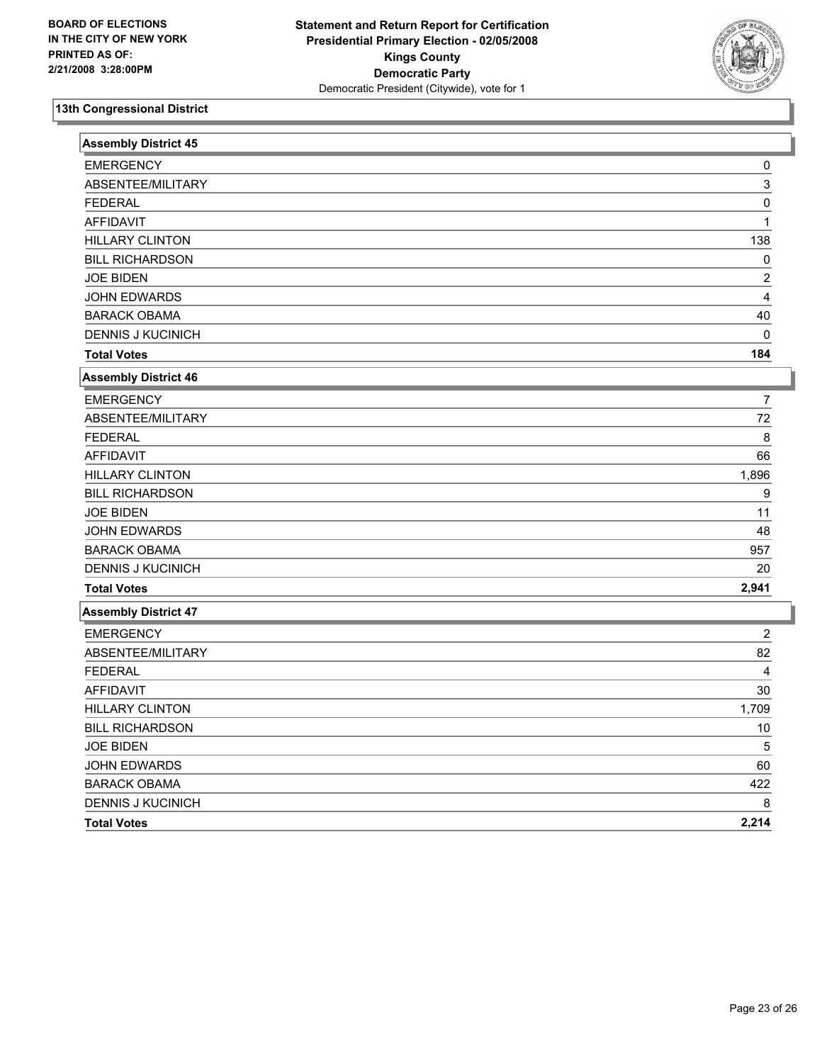BOARD OF ELECTIONS
IN THE CITY OF NEW YORK
PRINTED AS OF:
2/21/2008 3:28:00PM

**Statement and Return Report for Certification**
**Presidential Primary Election - 02/05/2008**
**Kings County**
**Democratic Party**
Democratic President (Citywide), vote for 1

## 13th Congressional District

### Assembly District 45

| | |
|---|---|
| EMERGENCY | 0 |
| ABSENTEE/MILITARY | 3 |
| FEDERAL | 0 |
| AFFIDAVIT | 1 |
| HILLARY CLINTON | 138 |
| BILL RICHARDSON | 0 |
| JOE BIDEN | 2 |
| JOHN EDWARDS | 4 |
| BARACK OBAMA | 40 |
| DENNIS J KUCINICH | 0 |
| **Total Votes** | **184** |

### Assembly District 46

| | |
|---|---|
| EMERGENCY | 7 |
| ABSENTEE/MILITARY | 72 |
| FEDERAL | 8 |
| AFFIDAVIT | 66 |
| HILLARY CLINTON | 1,896 |
| BILL RICHARDSON | 9 |
| JOE BIDEN | 11 |
| JOHN EDWARDS | 48 |
| BARACK OBAMA | 957 |
| DENNIS J KUCINICH | 20 |
| **Total Votes** | **2,941** |

### Assembly District 47

| | |
|---|---|
| EMERGENCY | 2 |
| ABSENTEE/MILITARY | 82 |
| FEDERAL | 4 |
| AFFIDAVIT | 30 |
| HILLARY CLINTON | 1,709 |
| BILL RICHARDSON | 10 |
| JOE BIDEN | 5 |
| JOHN EDWARDS | 60 |
| BARACK OBAMA | 422 |
| DENNIS J KUCINICH | 8 |
| **Total Votes** | **2,214** |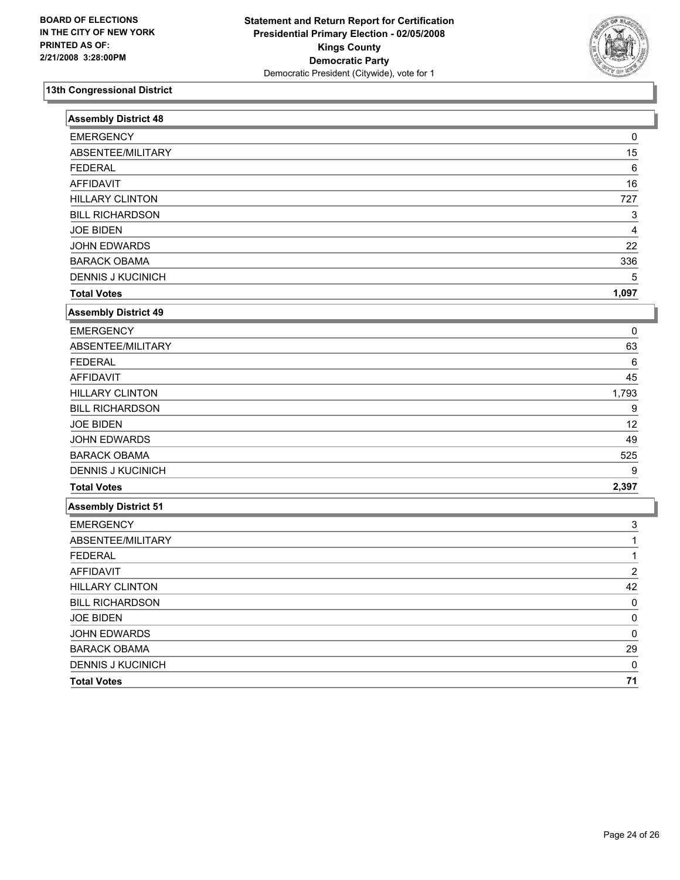BOARD OF ELECTIONS
IN THE CITY OF NEW YORK
PRINTED AS OF:
2/21/2008 3:28:00PM

**Statement and Return Report for Certification**
**Presidential Primary Election - 02/05/2008**
**Kings County**
**Democratic Party**
Democratic President (Citywide), vote for 1

## 13th Congressional District

### Assembly District 48

| | |
|---|---|
| EMERGENCY | 0 |
| ABSENTEE/MILITARY | 15 |
| FEDERAL | 6 |
| AFFIDAVIT | 16 |
| HILLARY CLINTON | 727 |
| BILL RICHARDSON | 3 |
| JOE BIDEN | 4 |
| JOHN EDWARDS | 22 |
| BARACK OBAMA | 336 |
| DENNIS J KUCINICH | 5 |
| **Total Votes** | **1,097** |

### Assembly District 49

| | |
|---|---|
| EMERGENCY | 0 |
| ABSENTEE/MILITARY | 63 |
| FEDERAL | 6 |
| AFFIDAVIT | 45 |
| HILLARY CLINTON | 1,793 |
| BILL RICHARDSON | 9 |
| JOE BIDEN | 12 |
| JOHN EDWARDS | 49 |
| BARACK OBAMA | 525 |
| DENNIS J KUCINICH | 9 |
| **Total Votes** | **2,397** |

### Assembly District 51

| | |
|---|---|
| EMERGENCY | 3 |
| ABSENTEE/MILITARY | 1 |
| FEDERAL | 1 |
| AFFIDAVIT | 2 |
| HILLARY CLINTON | 42 |
| BILL RICHARDSON | 0 |
| JOE BIDEN | 0 |
| JOHN EDWARDS | 0 |
| BARACK OBAMA | 29 |
| DENNIS J KUCINICH | 0 |
| **Total Votes** | **71** |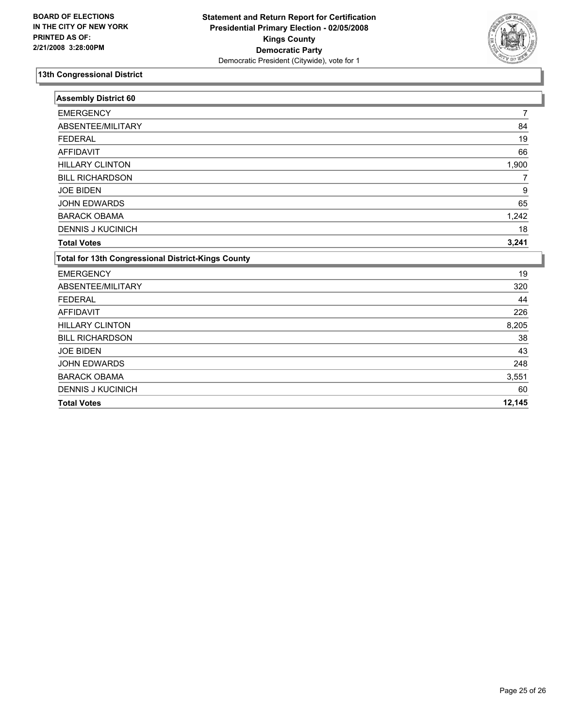**BOARD OF ELECTIONS IN THE CITY OF NEW YORK**
**PRINTED AS OF: 2/21/2008 3:28:00PM**

**Statement and Return Report for Certification**
**Presidential Primary Election - 02/05/2008**
**Kings County**
**Democratic Party**
Democratic President (Citywide), vote for 1

## 13th Congressional District

| Assembly District 60 | |
|---|---|
| EMERGENCY | 7 |
| ABSENTEE/MILITARY | 84 |
| FEDERAL | 19 |
| AFFIDAVIT | 66 |
| HILLARY CLINTON | 1,900 |
| BILL RICHARDSON | 7 |
| JOE BIDEN | 9 |
| JOHN EDWARDS | 65 |
| BARACK OBAMA | 1,242 |
| DENNIS J KUCINICH | 18 |
| **Total Votes** | **3,241** |

| Total for 13th Congressional District-Kings County | |
|---|---|
| EMERGENCY | 19 |
| ABSENTEE/MILITARY | 320 |
| FEDERAL | 44 |
| AFFIDAVIT | 226 |
| HILLARY CLINTON | 8,205 |
| BILL RICHARDSON | 38 |
| JOE BIDEN | 43 |
| JOHN EDWARDS | 248 |
| BARACK OBAMA | 3,551 |
| DENNIS J KUCINICH | 60 |
| **Total Votes** | **12,145** |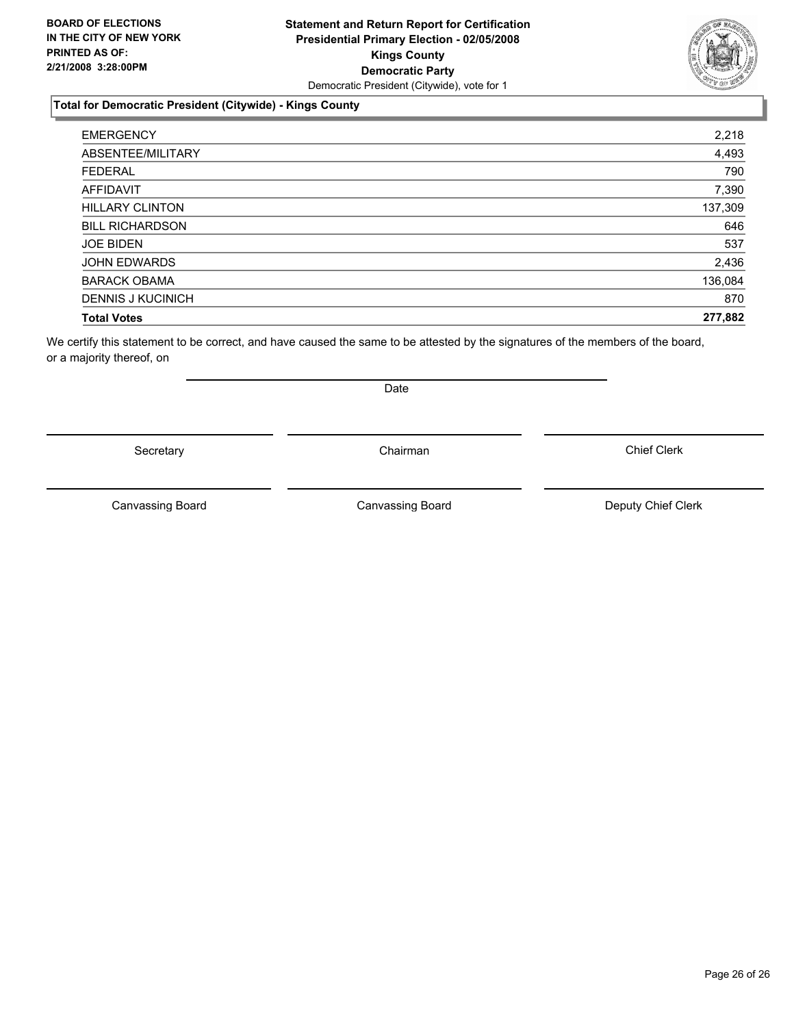**BOARD OF ELECTIONS IN THE CITY OF NEW YORK PRINTED AS OF: 2/21/2008 3:28:00PM**

**Statement and Return Report for Certification Presidential Primary Election - 02/05/2008 Kings County Democratic Party**

Democratic President (Citywide), vote for 1

**Total for Democratic President (Citywide) - Kings County**

| | |
|---|---|
| EMERGENCY | 2,218 |
| ABSENTEE/MILITARY | 4,493 |
| FEDERAL | 790 |
| AFFIDAVIT | 7,390 |
| HILLARY CLINTON | 137,309 |
| BILL RICHARDSON | 646 |
| JOE BIDEN | 537 |
| JOHN EDWARDS | 2,436 |
| BARACK OBAMA | 136,084 |
| DENNIS J KUCINICH | 870 |
| **Total Votes** | **277,882** |

We certify this statement to be correct, and have caused the same to be attested by the signatures of the members of the board, or a majority thereof, on

Date

Secretary

Chairman

Chief Clerk

Canvassing Board

Canvassing Board

Deputy Chief Clerk